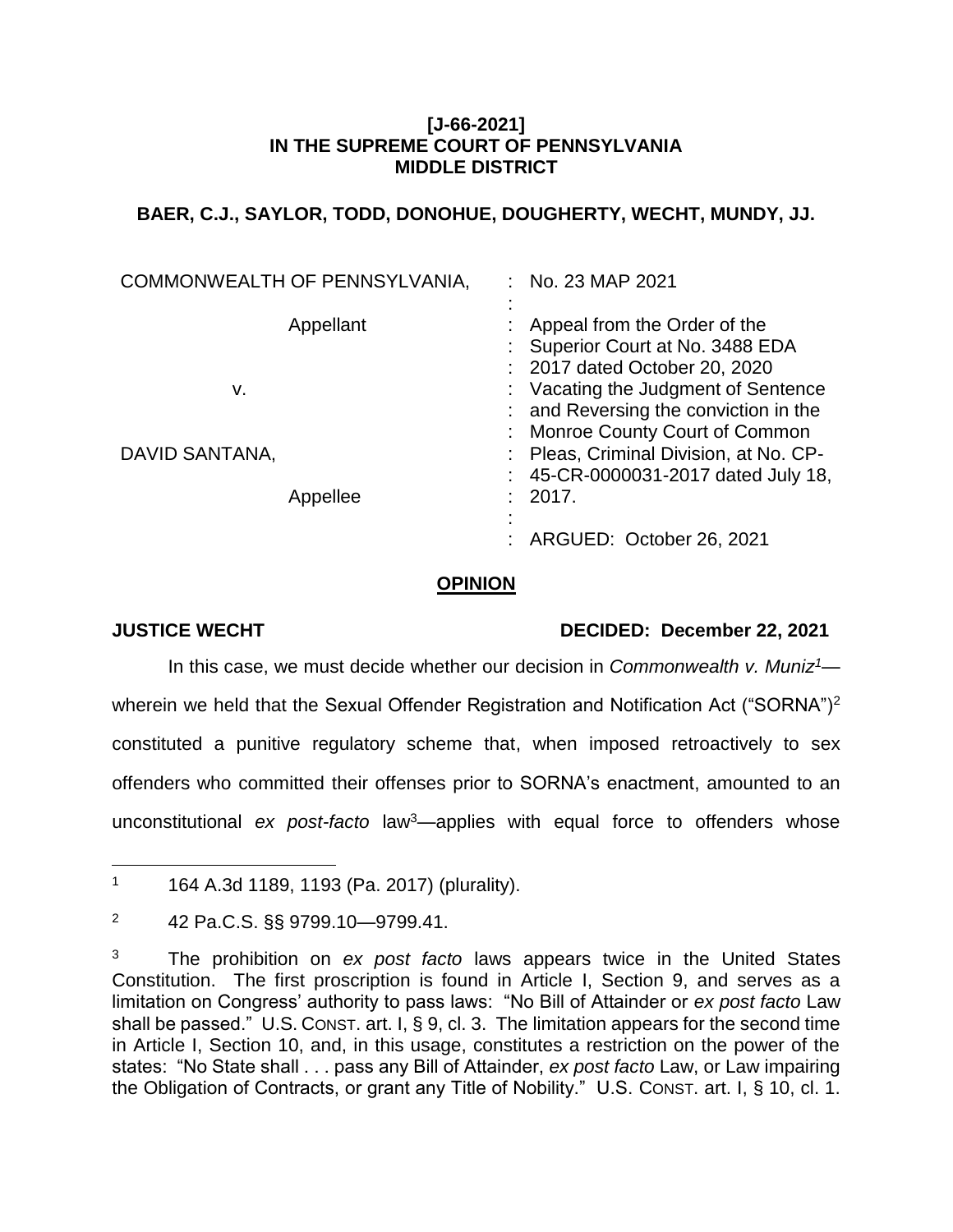**[J-66-2021]**
**IN THE SUPREME COURT OF PENNSYLVANIA**
**MIDDLE DISTRICT**

**BAER, C.J., SAYLOR, TODD, DONOHUE, DOUGHERTY, WECHT, MUNDY, JJ.**

| | |
|---|---|
| COMMONWEALTH OF PENNSYLVANIA,<br><br>Appellant<br><br>v.<br><br>DAVID SANTANA,<br><br>Appellee | No. 23 MAP 2021<br><br>Appeal from the Order of the Superior Court at No. 3488 EDA 2017 dated October 20, 2020 Vacating the Judgment of Sentence and Reversing the conviction in the Monroe County Court of Common Pleas, Criminal Division, at No. CP-45-CR-0000031-2017 dated July 18, 2017.<br><br>ARGUED: October 26, 2021 |

**OPINION**

**JUSTICE WECHT** **DECIDED: December 22, 2021**

In this case, we must decide whether our decision in *Commonwealth v. Muniz*[1]—wherein we held that the Sexual Offender Registration and Notification Act ("SORNA")[2] constituted a punitive regulatory scheme that, when imposed retroactively to sex offenders who committed their offenses prior to SORNA's enactment, amounted to an unconstitutional *ex post-facto* law[3]—applies with equal force to offenders whose

---

[1] 164 A.3d 1189, 1193 (Pa. 2017) (plurality).

[2] 42 Pa.C.S. §§ 9799.10—9799.41.

[3] The prohibition on *ex post facto* laws appears twice in the United States Constitution. The first proscription is found in Article I, Section 9, and serves as a limitation on Congress' authority to pass laws: "No Bill of Attainder or *ex post facto* Law shall be passed." U.S. CONST. art. I, § 9, cl. 3. The limitation appears for the second time in Article I, Section 10, and, in this usage, constitutes a restriction on the power of the states: "No State shall . . . pass any Bill of Attainder, *ex post facto* Law, or Law impairing the Obligation of Contracts, or grant any Title of Nobility." U.S. CONST. art. I, § 10, cl. 1.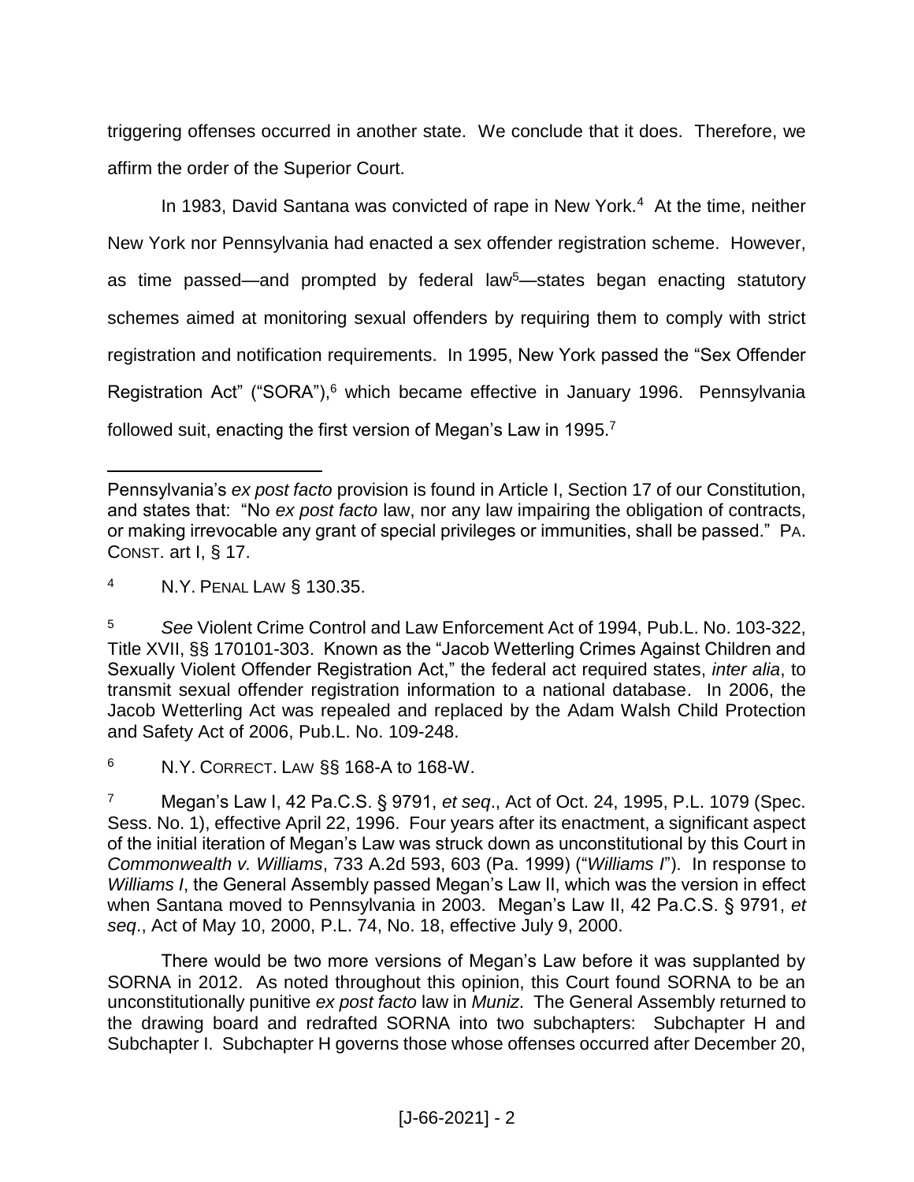triggering offenses occurred in another state. We conclude that it does. Therefore, we affirm the order of the Superior Court.

In 1983, David Santana was convicted of rape in New York.[4] At the time, neither New York nor Pennsylvania had enacted a sex offender registration scheme. However, as time passed—and prompted by federal law[5]—states began enacting statutory schemes aimed at monitoring sexual offenders by requiring them to comply with strict registration and notification requirements. In 1995, New York passed the "Sex Offender Registration Act" ("SORA"),[6] which became effective in January 1996. Pennsylvania followed suit, enacting the first version of Megan's Law in 1995.[7]

---

Pennsylvania's *ex post facto* provision is found in Article I, Section 17 of our Constitution, and states that: "No *ex post facto* law, nor any law impairing the obligation of contracts, or making irrevocable any grant of special privileges or immunities, shall be passed." PA. CONST. art I, § 17.

[4] N.Y. PENAL LAW § 130.35.

[5] *See* Violent Crime Control and Law Enforcement Act of 1994, Pub.L. No. 103-322, Title XVII, §§ 170101-303. Known as the "Jacob Wetterling Crimes Against Children and Sexually Violent Offender Registration Act," the federal act required states, *inter alia*, to transmit sexual offender registration information to a national database. In 2006, the Jacob Wetterling Act was repealed and replaced by the Adam Walsh Child Protection and Safety Act of 2006, Pub.L. No. 109-248.

[6] N.Y. CORRECT. LAW §§ 168-A to 168-W.

[7] Megan's Law I, 42 Pa.C.S. § 9791, *et seq*., Act of Oct. 24, 1995, P.L. 1079 (Spec. Sess. No. 1), effective April 22, 1996. Four years after its enactment, a significant aspect of the initial iteration of Megan's Law was struck down as unconstitutional by this Court in *Commonwealth v. Williams*, 733 A.2d 593, 603 (Pa. 1999) ("*Williams I*"). In response to *Williams I*, the General Assembly passed Megan's Law II, which was the version in effect when Santana moved to Pennsylvania in 2003. Megan's Law II, 42 Pa.C.S. § 9791, *et seq*., Act of May 10, 2000, P.L. 74, No. 18, effective July 9, 2000.

There would be two more versions of Megan's Law before it was supplanted by SORNA in 2012. As noted throughout this opinion, this Court found SORNA to be an unconstitutionally punitive *ex post facto* law in *Muniz*. The General Assembly returned to the drawing board and redrafted SORNA into two subchapters: Subchapter H and Subchapter I. Subchapter H governs those whose offenses occurred after December 20,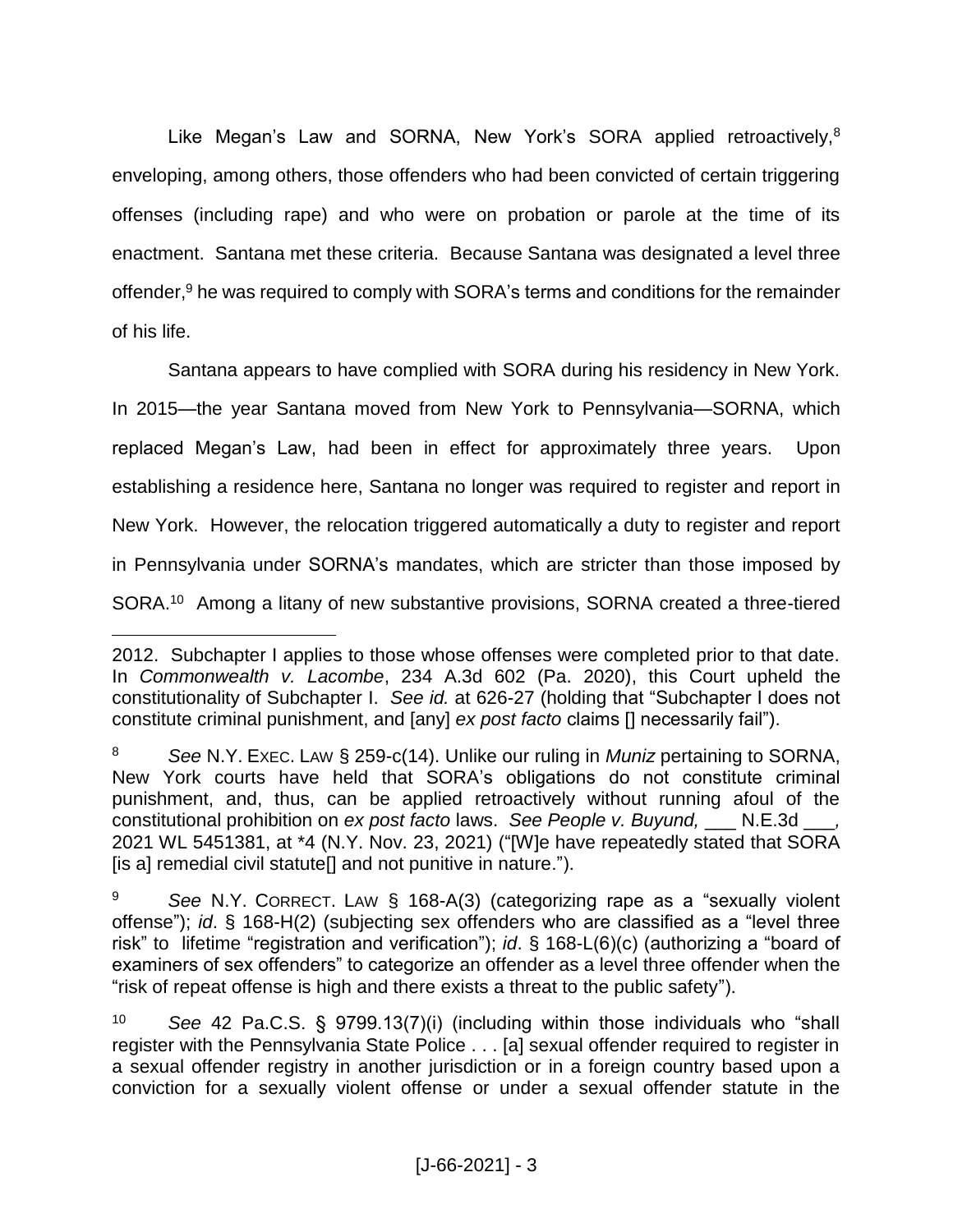Like Megan's Law and SORNA, New York's SORA applied retroactively,[8] enveloping, among others, those offenders who had been convicted of certain triggering offenses (including rape) and who were on probation or parole at the time of its enactment. Santana met these criteria. Because Santana was designated a level three offender,[9] he was required to comply with SORA's terms and conditions for the remainder of his life.

Santana appears to have complied with SORA during his residency in New York. In 2015—the year Santana moved from New York to Pennsylvania—SORNA, which replaced Megan's Law, had been in effect for approximately three years. Upon establishing a residence here, Santana no longer was required to register and report in New York. However, the relocation triggered automatically a duty to register and report in Pennsylvania under SORNA's mandates, which are stricter than those imposed by SORA.[10] Among a litany of new substantive provisions, SORNA created a three-tiered

---

2012. Subchapter I applies to those whose offenses were completed prior to that date. In *Commonwealth v. Lacombe*, 234 A.3d 602 (Pa. 2020), this Court upheld the constitutionality of Subchapter I. *See id.* at 626-27 (holding that "Subchapter I does not constitute criminal punishment, and [any] *ex post facto* claims [] necessarily fail").

[8] *See* N.Y. Exec. Law § 259-c(14). Unlike our ruling in *Muniz* pertaining to SORNA, New York courts have held that SORA's obligations do not constitute criminal punishment, and, thus, can be applied retroactively without running afoul of the constitutional prohibition on *ex post facto* laws. *See People v. Buyund,* ___ N.E.3d ___, 2021 WL 5451381, at *4 (N.Y. Nov. 23, 2021) ("[W]e have repeatedly stated that SORA [is a] remedial civil statute[] and not punitive in nature.").

[9] *See* N.Y. Correct. Law § 168-A(3) (categorizing rape as a "sexually violent offense"); *id*. § 168-H(2) (subjecting sex offenders who are classified as a "level three risk" to lifetime "registration and verification"); *id*. § 168-L(6)(c) (authorizing a "board of examiners of sex offenders" to categorize an offender as a level three offender when the "risk of repeat offense is high and there exists a threat to the public safety").

[10] *See* 42 Pa.C.S. § 9799.13(7)(i) (including within those individuals who "shall register with the Pennsylvania State Police . . . [a] sexual offender required to register in a sexual offender registry in another jurisdiction or in a foreign country based upon a conviction for a sexually violent offense or under a sexual offender statute in the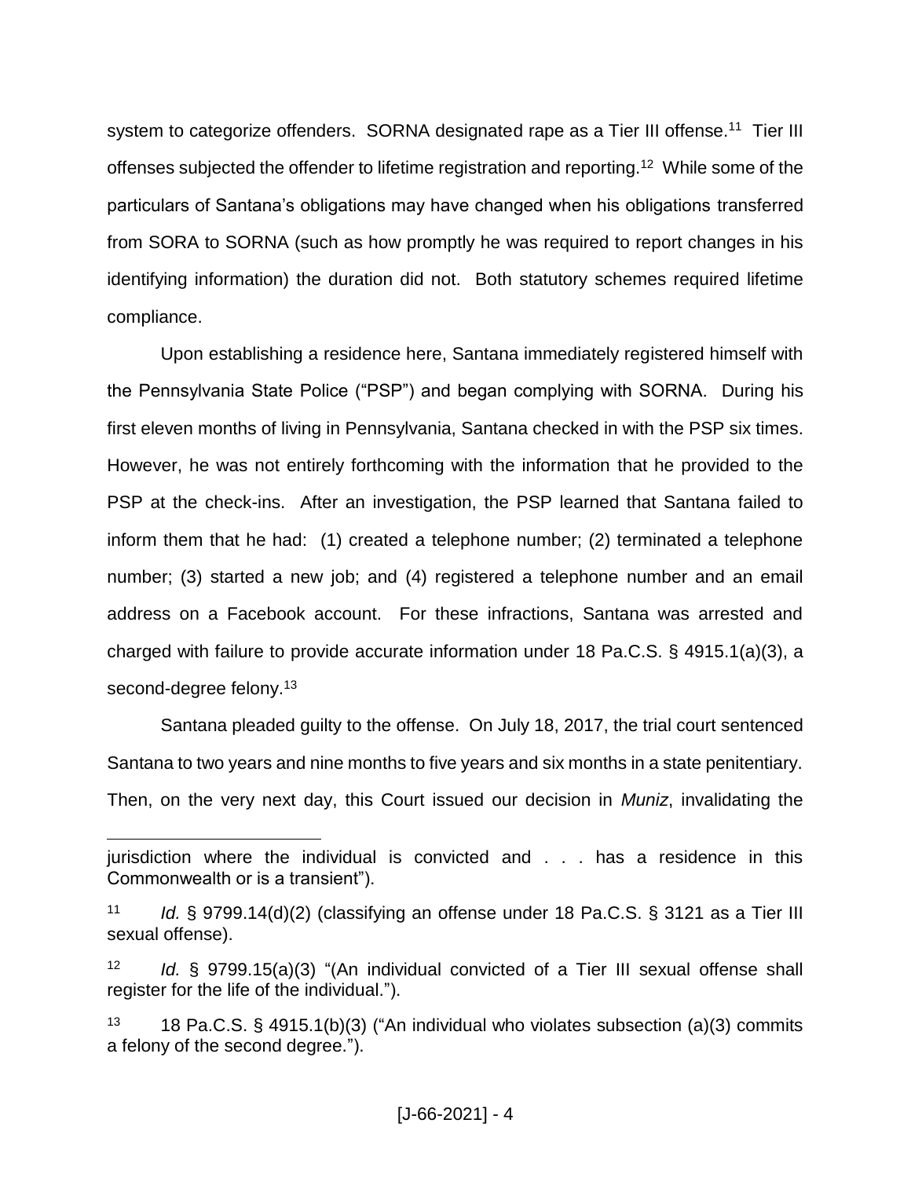system to categorize offenders. SORNA designated rape as a Tier III offense.[11] Tier III offenses subjected the offender to lifetime registration and reporting.[12] While some of the particulars of Santana's obligations may have changed when his obligations transferred from SORA to SORNA (such as how promptly he was required to report changes in his identifying information) the duration did not. Both statutory schemes required lifetime compliance.

Upon establishing a residence here, Santana immediately registered himself with the Pennsylvania State Police ("PSP") and began complying with SORNA. During his first eleven months of living in Pennsylvania, Santana checked in with the PSP six times. However, he was not entirely forthcoming with the information that he provided to the PSP at the check-ins. After an investigation, the PSP learned that Santana failed to inform them that he had: (1) created a telephone number; (2) terminated a telephone number; (3) started a new job; and (4) registered a telephone number and an email address on a Facebook account. For these infractions, Santana was arrested and charged with failure to provide accurate information under 18 Pa.C.S. § 4915.1(a)(3), a second-degree felony.[13]

Santana pleaded guilty to the offense. On July 18, 2017, the trial court sentenced Santana to two years and nine months to five years and six months in a state penitentiary. Then, on the very next day, this Court issued our decision in *Muniz*, invalidating the

---

jurisdiction where the individual is convicted and . . . has a residence in this Commonwealth or is a transient").

[11] *Id.* § 9799.14(d)(2) (classifying an offense under 18 Pa.C.S. § 3121 as a Tier III sexual offense).

[12] *Id.* § 9799.15(a)(3) "(An individual convicted of a Tier III sexual offense shall register for the life of the individual.").

[13] 18 Pa.C.S. § 4915.1(b)(3) ("An individual who violates subsection (a)(3) commits a felony of the second degree.").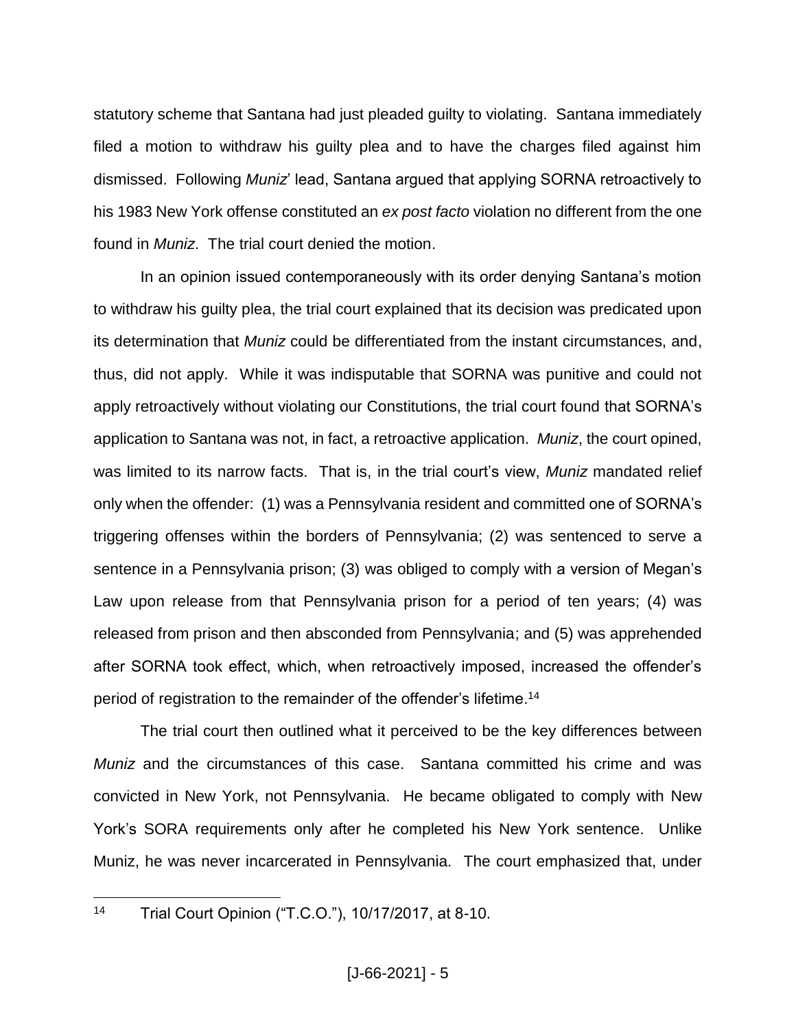statutory scheme that Santana had just pleaded guilty to violating. Santana immediately filed a motion to withdraw his guilty plea and to have the charges filed against him dismissed. Following *Muniz*' lead, Santana argued that applying SORNA retroactively to his 1983 New York offense constituted an *ex post facto* violation no different from the one found in *Muniz*. The trial court denied the motion.

In an opinion issued contemporaneously with its order denying Santana's motion to withdraw his guilty plea, the trial court explained that its decision was predicated upon its determination that *Muniz* could be differentiated from the instant circumstances, and, thus, did not apply. While it was indisputable that SORNA was punitive and could not apply retroactively without violating our Constitutions, the trial court found that SORNA's application to Santana was not, in fact, a retroactive application. *Muniz*, the court opined, was limited to its narrow facts. That is, in the trial court's view, *Muniz* mandated relief only when the offender: (1) was a Pennsylvania resident and committed one of SORNA's triggering offenses within the borders of Pennsylvania; (2) was sentenced to serve a sentence in a Pennsylvania prison; (3) was obliged to comply with a version of Megan's Law upon release from that Pennsylvania prison for a period of ten years; (4) was released from prison and then absconded from Pennsylvania; and (5) was apprehended after SORNA took effect, which, when retroactively imposed, increased the offender's period of registration to the remainder of the offender's lifetime.[14]

The trial court then outlined what it perceived to be the key differences between *Muniz* and the circumstances of this case. Santana committed his crime and was convicted in New York, not Pennsylvania. He became obligated to comply with New York's SORA requirements only after he completed his New York sentence. Unlike Muniz, he was never incarcerated in Pennsylvania. The court emphasized that, under

---

[14] Trial Court Opinion ("T.C.O."), 10/17/2017, at 8-10.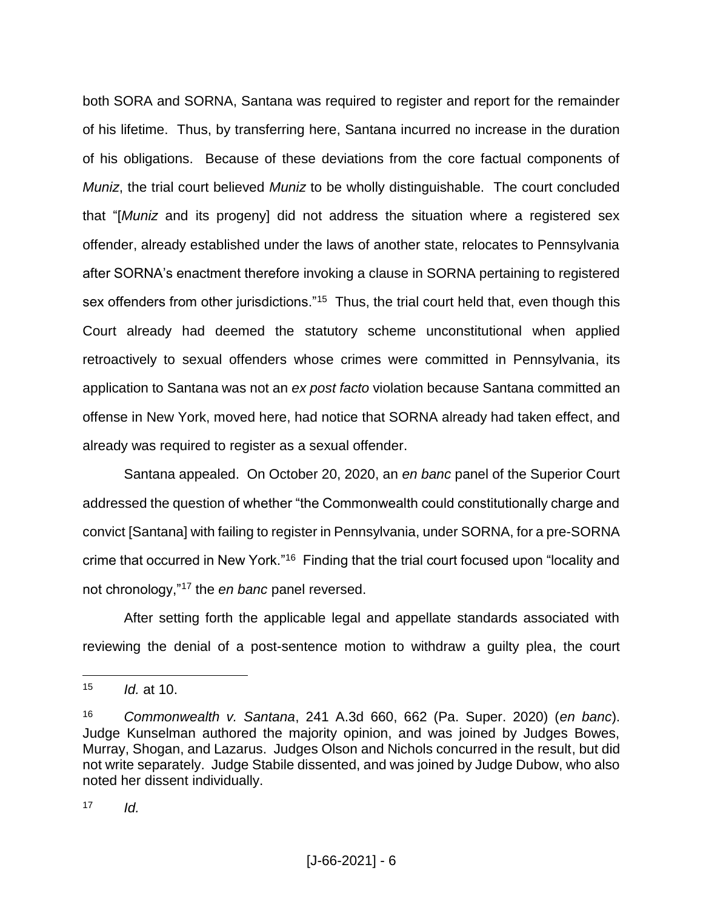both SORA and SORNA, Santana was required to register and report for the remainder of his lifetime. Thus, by transferring here, Santana incurred no increase in the duration of his obligations. Because of these deviations from the core factual components of *Muniz*, the trial court believed *Muniz* to be wholly distinguishable. The court concluded that "[*Muniz* and its progeny] did not address the situation where a registered sex offender, already established under the laws of another state, relocates to Pennsylvania after SORNA's enactment therefore invoking a clause in SORNA pertaining to registered sex offenders from other jurisdictions."[15] Thus, the trial court held that, even though this Court already had deemed the statutory scheme unconstitutional when applied retroactively to sexual offenders whose crimes were committed in Pennsylvania, its application to Santana was not an *ex post facto* violation because Santana committed an offense in New York, moved here, had notice that SORNA already had taken effect, and already was required to register as a sexual offender.

Santana appealed. On October 20, 2020, an *en banc* panel of the Superior Court addressed the question of whether "the Commonwealth could constitutionally charge and convict [Santana] with failing to register in Pennsylvania, under SORNA, for a pre-SORNA crime that occurred in New York."[16] Finding that the trial court focused upon "locality and not chronology,"[17] the *en banc* panel reversed.

After setting forth the applicable legal and appellate standards associated with reviewing the denial of a post-sentence motion to withdraw a guilty plea, the court

---

[15] *Id.* at 10.

[16] *Commonwealth v. Santana*, 241 A.3d 660, 662 (Pa. Super. 2020) (*en banc*). Judge Kunselman authored the majority opinion, and was joined by Judges Bowes, Murray, Shogan, and Lazarus. Judges Olson and Nichols concurred in the result, but did not write separately. Judge Stabile dissented, and was joined by Judge Dubow, who also noted her dissent individually.

[17] *Id.*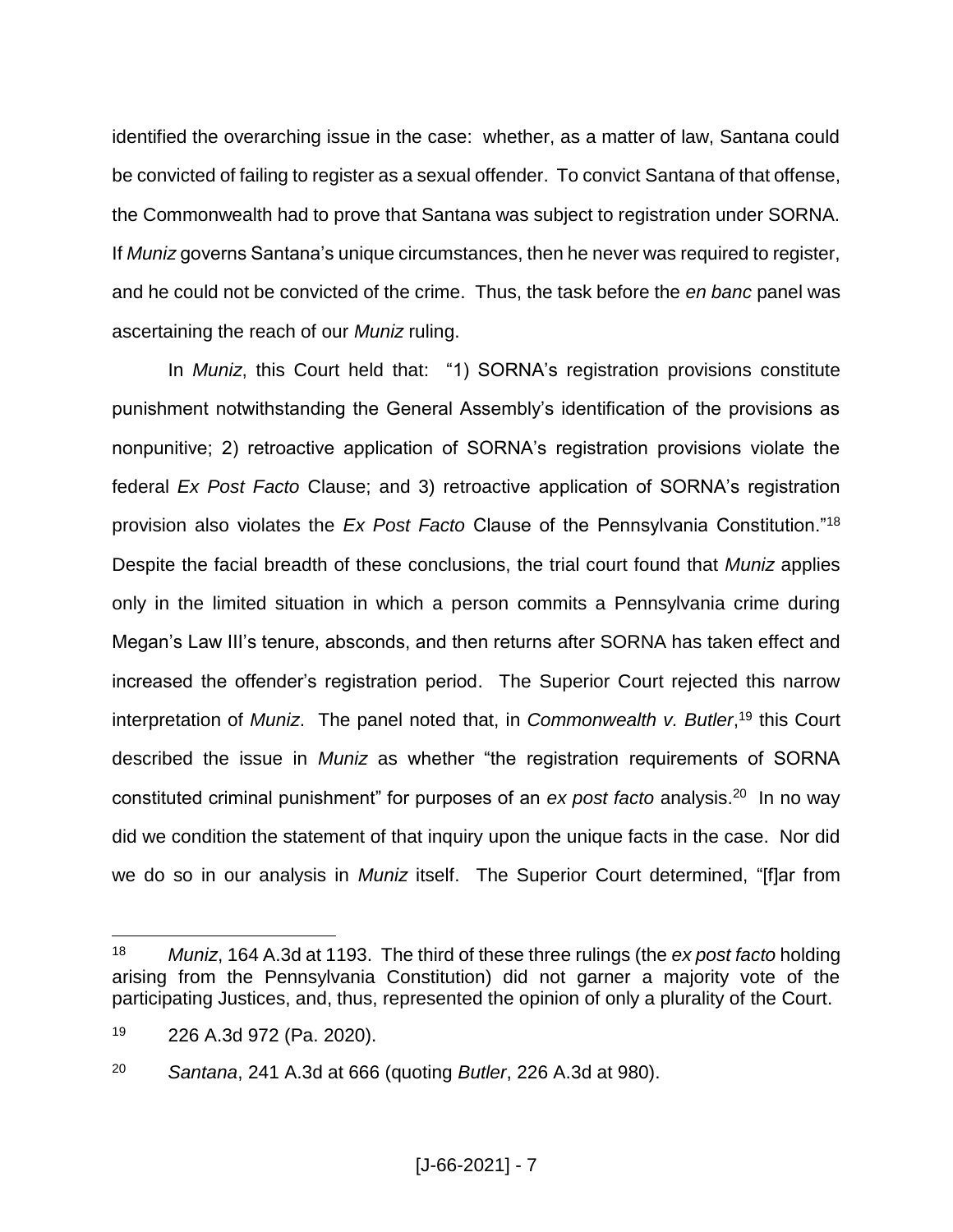identified the overarching issue in the case: whether, as a matter of law, Santana could be convicted of failing to register as a sexual offender. To convict Santana of that offense, the Commonwealth had to prove that Santana was subject to registration under SORNA. If *Muniz* governs Santana's unique circumstances, then he never was required to register, and he could not be convicted of the crime. Thus, the task before the *en banc* panel was ascertaining the reach of our *Muniz* ruling.

In *Muniz*, this Court held that: "1) SORNA's registration provisions constitute punishment notwithstanding the General Assembly's identification of the provisions as nonpunitive; 2) retroactive application of SORNA's registration provisions violate the federal *Ex Post Facto* Clause; and 3) retroactive application of SORNA's registration provision also violates the *Ex Post Facto* Clause of the Pennsylvania Constitution."[18] Despite the facial breadth of these conclusions, the trial court found that *Muniz* applies only in the limited situation in which a person commits a Pennsylvania crime during Megan's Law III's tenure, absconds, and then returns after SORNA has taken effect and increased the offender's registration period. The Superior Court rejected this narrow interpretation of *Muniz*. The panel noted that, in *Commonwealth v. Butler*,[19] this Court described the issue in *Muniz* as whether "the registration requirements of SORNA constituted criminal punishment" for purposes of an *ex post facto* analysis.[20] In no way did we condition the statement of that inquiry upon the unique facts in the case. Nor did we do so in our analysis in *Muniz* itself. The Superior Court determined, "[f]ar from

---

[18] *Muniz*, 164 A.3d at 1193. The third of these three rulings (the *ex post facto* holding arising from the Pennsylvania Constitution) did not garner a majority vote of the participating Justices, and, thus, represented the opinion of only a plurality of the Court.

[19] 226 A.3d 972 (Pa. 2020).

[20] *Santana*, 241 A.3d at 666 (quoting *Butler*, 226 A.3d at 980).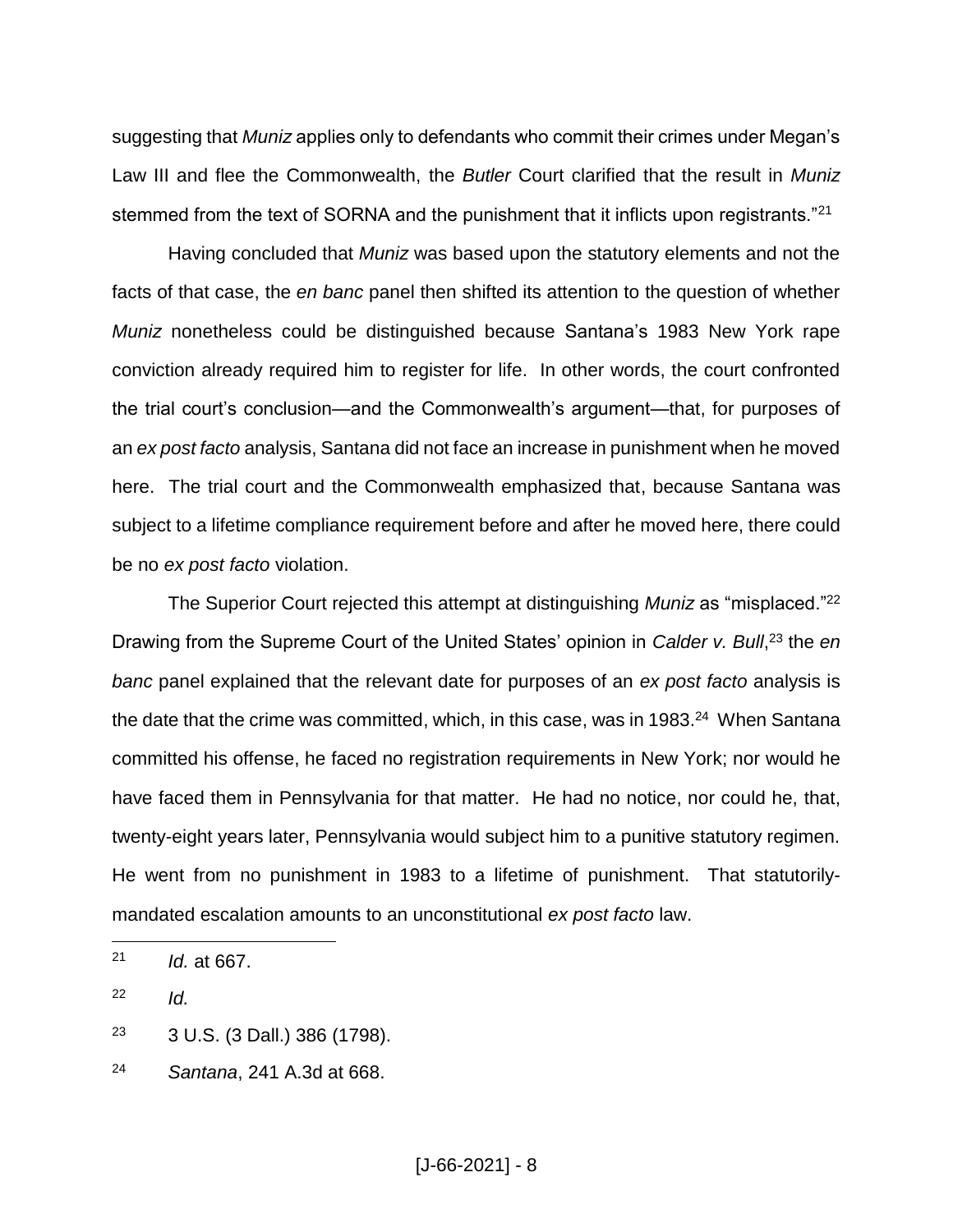suggesting that *Muniz* applies only to defendants who commit their crimes under Megan's Law III and flee the Commonwealth, the *Butler* Court clarified that the result in *Muniz* stemmed from the text of SORNA and the punishment that it inflicts upon registrants."[21]

Having concluded that *Muniz* was based upon the statutory elements and not the facts of that case, the *en banc* panel then shifted its attention to the question of whether *Muniz* nonetheless could be distinguished because Santana's 1983 New York rape conviction already required him to register for life. In other words, the court confronted the trial court's conclusion—and the Commonwealth's argument—that, for purposes of an *ex post facto* analysis, Santana did not face an increase in punishment when he moved here. The trial court and the Commonwealth emphasized that, because Santana was subject to a lifetime compliance requirement before and after he moved here, there could be no *ex post facto* violation.

The Superior Court rejected this attempt at distinguishing *Muniz* as "misplaced."[22] Drawing from the Supreme Court of the United States' opinion in *Calder v. Bull*,[23] the *en banc* panel explained that the relevant date for purposes of an *ex post facto* analysis is the date that the crime was committed, which, in this case, was in 1983.[24] When Santana committed his offense, he faced no registration requirements in New York; nor would he have faced them in Pennsylvania for that matter. He had no notice, nor could he, that, twenty-eight years later, Pennsylvania would subject him to a punitive statutory regimen. He went from no punishment in 1983 to a lifetime of punishment. That statutorily-mandated escalation amounts to an unconstitutional *ex post facto* law.

---

[21] *Id.* at 667.

[22] *Id.*

[23] 3 U.S. (3 Dall.) 386 (1798).

[24] *Santana*, 241 A.3d at 668.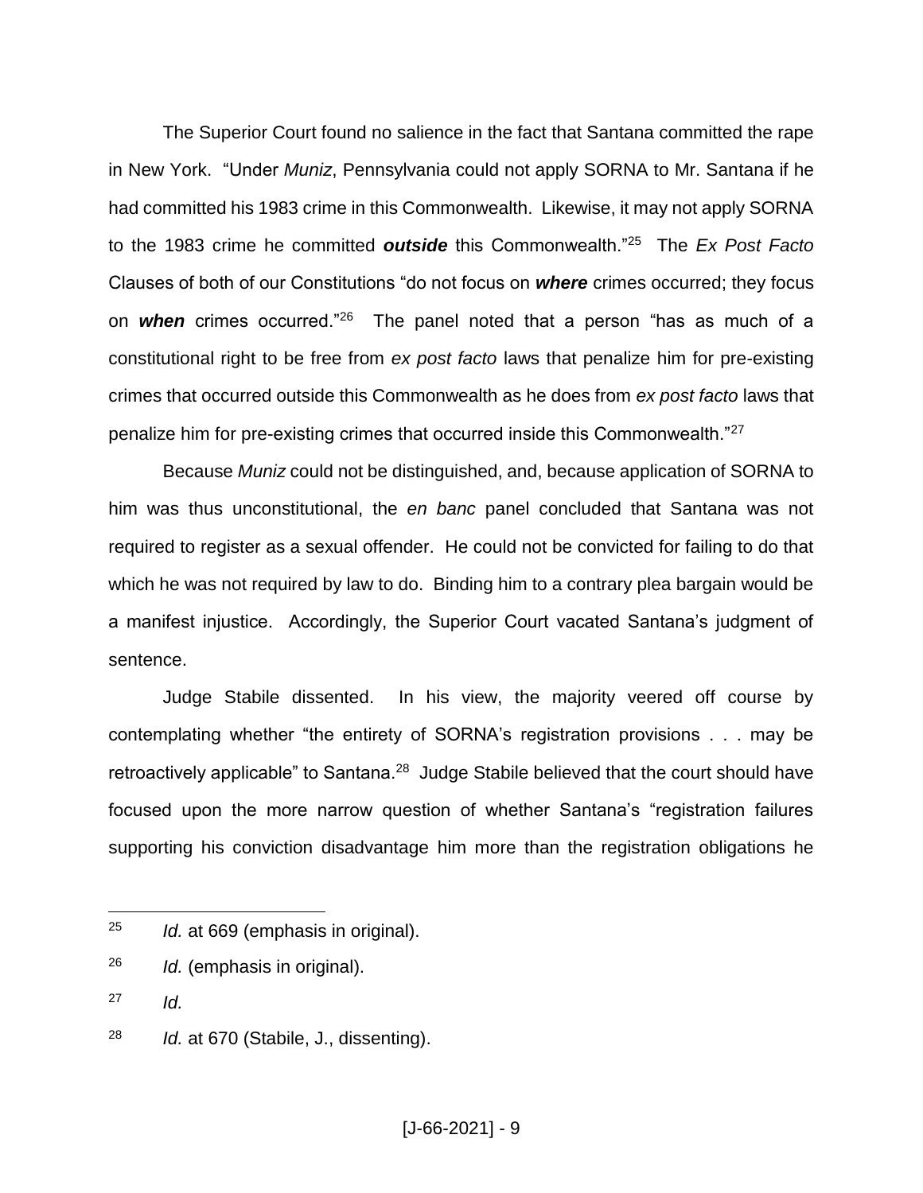The Superior Court found no salience in the fact that Santana committed the rape in New York. "Under *Muniz*, Pennsylvania could not apply SORNA to Mr. Santana if he had committed his 1983 crime in this Commonwealth. Likewise, it may not apply SORNA to the 1983 crime he committed ***outside*** this Commonwealth."[25] The *Ex Post Facto* Clauses of both of our Constitutions "do not focus on ***where*** crimes occurred; they focus on ***when*** crimes occurred."[26] The panel noted that a person "has as much of a constitutional right to be free from *ex post facto* laws that penalize him for pre-existing crimes that occurred outside this Commonwealth as he does from *ex post facto* laws that penalize him for pre-existing crimes that occurred inside this Commonwealth."[27]

Because *Muniz* could not be distinguished, and, because application of SORNA to him was thus unconstitutional, the *en banc* panel concluded that Santana was not required to register as a sexual offender. He could not be convicted for failing to do that which he was not required by law to do. Binding him to a contrary plea bargain would be a manifest injustice. Accordingly, the Superior Court vacated Santana's judgment of sentence.

Judge Stabile dissented. In his view, the majority veered off course by contemplating whether "the entirety of SORNA's registration provisions . . . may be retroactively applicable" to Santana.[28] Judge Stabile believed that the court should have focused upon the more narrow question of whether Santana's "registration failures supporting his conviction disadvantage him more than the registration obligations he

---

[25] *Id.* at 669 (emphasis in original).

[26] *Id.* (emphasis in original).

[27] *Id.*

[28] *Id.* at 670 (Stabile, J., dissenting).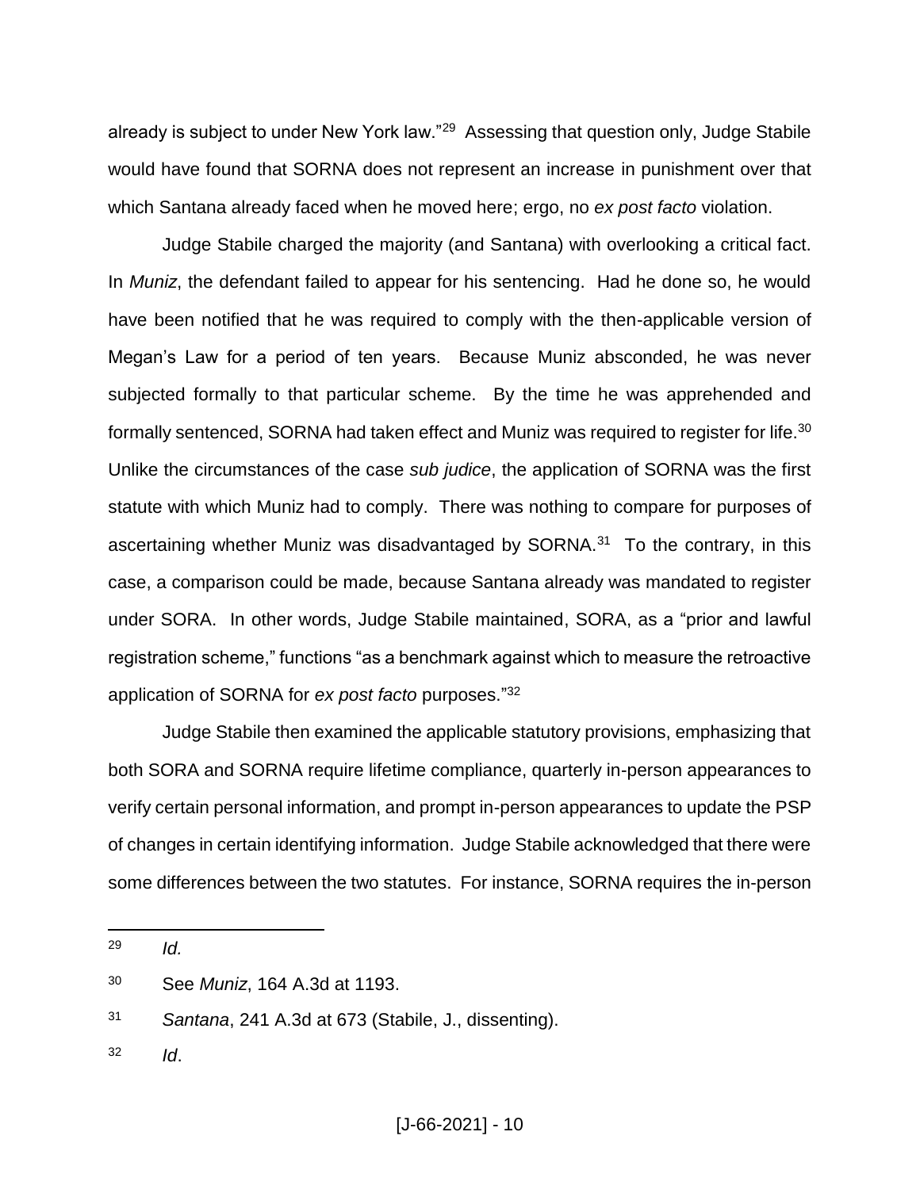already is subject to under New York law."[29] Assessing that question only, Judge Stabile would have found that SORNA does not represent an increase in punishment over that which Santana already faced when he moved here; ergo, no *ex post facto* violation.

Judge Stabile charged the majority (and Santana) with overlooking a critical fact. In *Muniz*, the defendant failed to appear for his sentencing. Had he done so, he would have been notified that he was required to comply with the then-applicable version of Megan's Law for a period of ten years. Because Muniz absconded, he was never subjected formally to that particular scheme. By the time he was apprehended and formally sentenced, SORNA had taken effect and Muniz was required to register for life.[30] Unlike the circumstances of the case *sub judice*, the application of SORNA was the first statute with which Muniz had to comply. There was nothing to compare for purposes of ascertaining whether Muniz was disadvantaged by SORNA.[31] To the contrary, in this case, a comparison could be made, because Santana already was mandated to register under SORA. In other words, Judge Stabile maintained, SORA, as a "prior and lawful registration scheme," functions "as a benchmark against which to measure the retroactive application of SORNA for *ex post facto* purposes."[32]

Judge Stabile then examined the applicable statutory provisions, emphasizing that both SORA and SORNA require lifetime compliance, quarterly in-person appearances to verify certain personal information, and prompt in-person appearances to update the PSP of changes in certain identifying information. Judge Stabile acknowledged that there were some differences between the two statutes. For instance, SORNA requires the in-person

---

[29] *Id.*

[30] See *Muniz*, 164 A.3d at 1193.

[31] *Santana*, 241 A.3d at 673 (Stabile, J., dissenting).

[32] *Id*.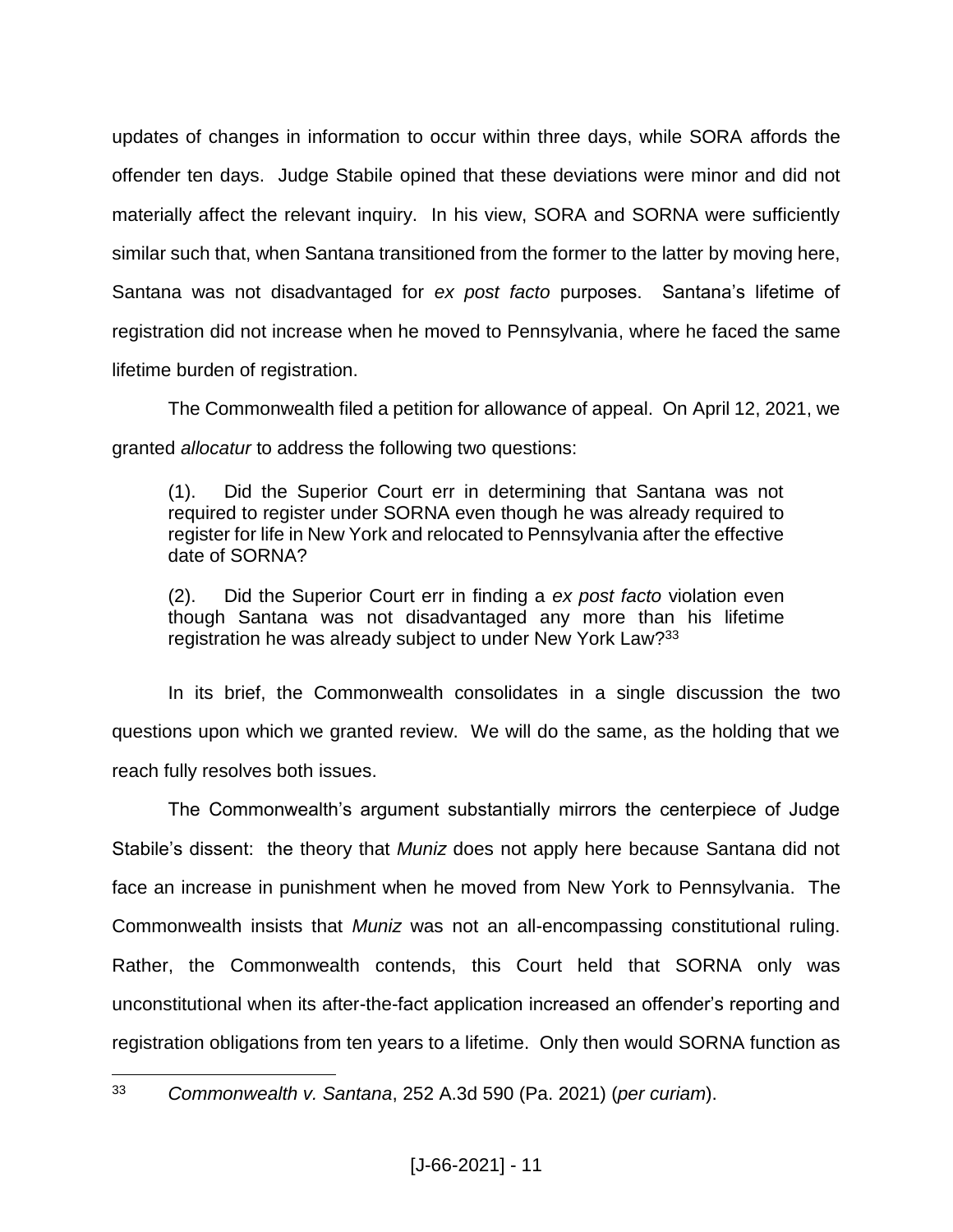updates of changes in information to occur within three days, while SORA affords the offender ten days. Judge Stabile opined that these deviations were minor and did not materially affect the relevant inquiry. In his view, SORA and SORNA were sufficiently similar such that, when Santana transitioned from the former to the latter by moving here, Santana was not disadvantaged for *ex post facto* purposes. Santana's lifetime of registration did not increase when he moved to Pennsylvania, where he faced the same lifetime burden of registration.

The Commonwealth filed a petition for allowance of appeal. On April 12, 2021, we granted *allocatur* to address the following two questions:

> (1). Did the Superior Court err in determining that Santana was not required to register under SORNA even though he was already required to register for life in New York and relocated to Pennsylvania after the effective date of SORNA?
>
> (2). Did the Superior Court err in finding a *ex post facto* violation even though Santana was not disadvantaged any more than his lifetime registration he was already subject to under New York Law?[33]

In its brief, the Commonwealth consolidates in a single discussion the two questions upon which we granted review. We will do the same, as the holding that we reach fully resolves both issues.

The Commonwealth's argument substantially mirrors the centerpiece of Judge Stabile's dissent: the theory that *Muniz* does not apply here because Santana did not face an increase in punishment when he moved from New York to Pennsylvania. The Commonwealth insists that *Muniz* was not an all-encompassing constitutional ruling. Rather, the Commonwealth contends, this Court held that SORNA only was unconstitutional when its after-the-fact application increased an offender's reporting and registration obligations from ten years to a lifetime. Only then would SORNA function as

---

[33] *Commonwealth v. Santana*, 252 A.3d 590 (Pa. 2021) (*per curiam*).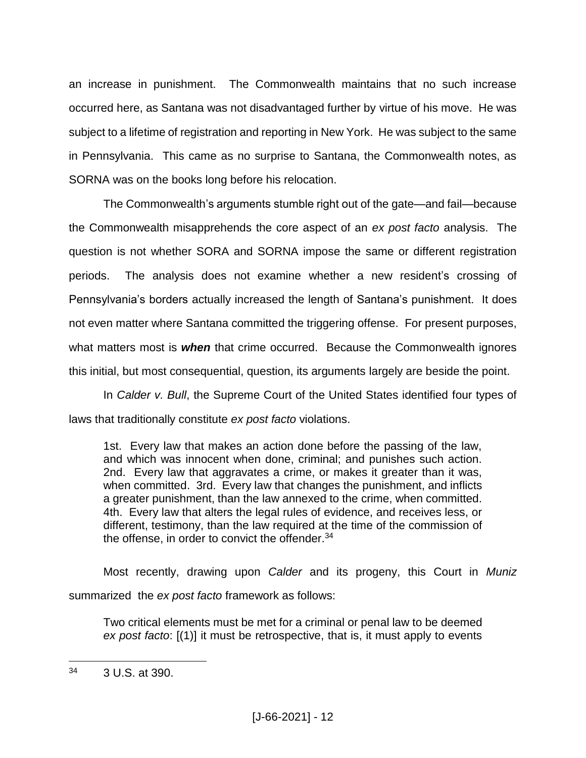an increase in punishment. The Commonwealth maintains that no such increase occurred here, as Santana was not disadvantaged further by virtue of his move. He was subject to a lifetime of registration and reporting in New York. He was subject to the same in Pennsylvania. This came as no surprise to Santana, the Commonwealth notes, as SORNA was on the books long before his relocation.

The Commonwealth's arguments stumble right out of the gate—and fail—because the Commonwealth misapprehends the core aspect of an *ex post facto* analysis. The question is not whether SORA and SORNA impose the same or different registration periods. The analysis does not examine whether a new resident's crossing of Pennsylvania's borders actually increased the length of Santana's punishment. It does not even matter where Santana committed the triggering offense. For present purposes, what matters most is ***when*** that crime occurred. Because the Commonwealth ignores this initial, but most consequential, question, its arguments largely are beside the point.

In *Calder v. Bull*, the Supreme Court of the United States identified four types of laws that traditionally constitute *ex post facto* violations.

> 1st. Every law that makes an action done before the passing of the law, and which was innocent when done, criminal; and punishes such action. 2nd. Every law that aggravates a crime, or makes it greater than it was, when committed. 3rd. Every law that changes the punishment, and inflicts a greater punishment, than the law annexed to the crime, when committed. 4th. Every law that alters the legal rules of evidence, and receives less, or different, testimony, than the law required at the time of the commission of the offense, in order to convict the offender.[34]

Most recently, drawing upon *Calder* and its progeny, this Court in *Muniz* summarized the *ex post facto* framework as follows:

> Two critical elements must be met for a criminal or penal law to be deemed *ex post facto*: [(1)] it must be retrospective, that is, it must apply to events

---

[34] 3 U.S. at 390.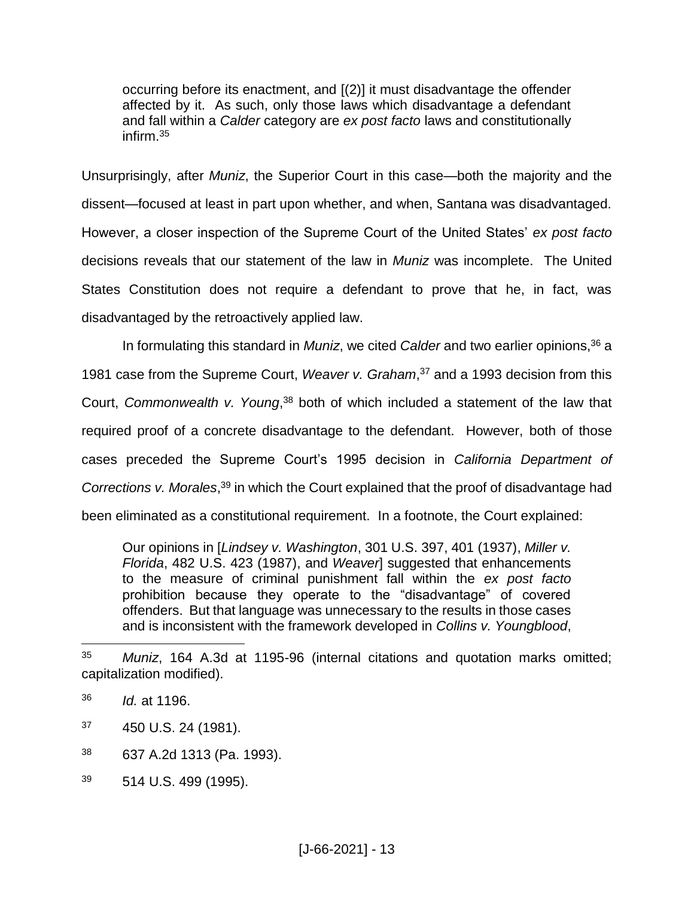> occurring before its enactment, and [(2)] it must disadvantage the offender affected by it. As such, only those laws which disadvantage a defendant and fall within a *Calder* category are *ex post facto* laws and constitutionally infirm.[35]

Unsurprisingly, after *Muniz*, the Superior Court in this case—both the majority and the dissent—focused at least in part upon whether, and when, Santana was disadvantaged. However, a closer inspection of the Supreme Court of the United States' *ex post facto* decisions reveals that our statement of the law in *Muniz* was incomplete. The United States Constitution does not require a defendant to prove that he, in fact, was disadvantaged by the retroactively applied law.

In formulating this standard in *Muniz*, we cited *Calder* and two earlier opinions,[36] a 1981 case from the Supreme Court, *Weaver v. Graham*,[37] and a 1993 decision from this Court, *Commonwealth v. Young*,[38] both of which included a statement of the law that required proof of a concrete disadvantage to the defendant. However, both of those cases preceded the Supreme Court's 1995 decision in *California Department of Corrections v. Morales*,[39] in which the Court explained that the proof of disadvantage had been eliminated as a constitutional requirement. In a footnote, the Court explained:

> Our opinions in [*Lindsey v. Washington*, 301 U.S. 397, 401 (1937), *Miller v. Florida*, 482 U.S. 423 (1987), and *Weaver*] suggested that enhancements to the measure of criminal punishment fall within the *ex post facto* prohibition because they operate to the "disadvantage" of covered offenders. But that language was unnecessary to the results in those cases and is inconsistent with the framework developed in *Collins v. Youngblood*,

---

[35] *Muniz*, 164 A.3d at 1195-96 (internal citations and quotation marks omitted; capitalization modified).

[36] *Id.* at 1196.

[37] 450 U.S. 24 (1981).

[38] 637 A.2d 1313 (Pa. 1993).

[39] 514 U.S. 499 (1995).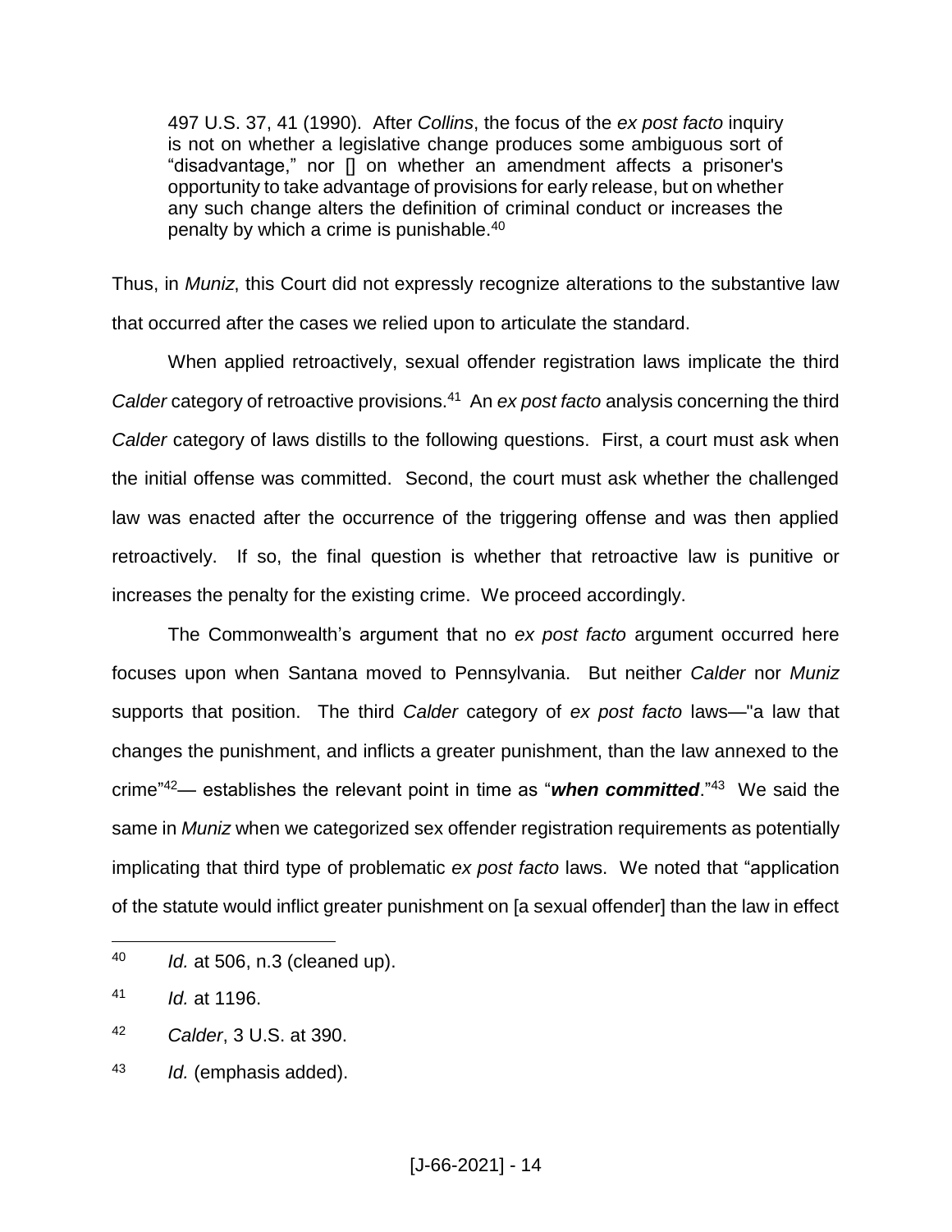> 497 U.S. 37, 41 (1990). After *Collins*, the focus of the *ex post facto* inquiry is not on whether a legislative change produces some ambiguous sort of "disadvantage," nor [] on whether an amendment affects a prisoner's opportunity to take advantage of provisions for early release, but on whether any such change alters the definition of criminal conduct or increases the penalty by which a crime is punishable.[40]

Thus, in *Muniz*, this Court did not expressly recognize alterations to the substantive law that occurred after the cases we relied upon to articulate the standard.

When applied retroactively, sexual offender registration laws implicate the third *Calder* category of retroactive provisions.[41] An *ex post facto* analysis concerning the third *Calder* category of laws distills to the following questions. First, a court must ask when the initial offense was committed. Second, the court must ask whether the challenged law was enacted after the occurrence of the triggering offense and was then applied retroactively. If so, the final question is whether that retroactive law is punitive or increases the penalty for the existing crime. We proceed accordingly.

The Commonwealth's argument that no *ex post facto* argument occurred here focuses upon when Santana moved to Pennsylvania. But neither *Calder* nor *Muniz* supports that position. The third *Calder* category of *ex post facto* laws—"a law that changes the punishment, and inflicts a greater punishment, than the law annexed to the crime"[42]— establishes the relevant point in time as "***when committed***."[43] We said the same in *Muniz* when we categorized sex offender registration requirements as potentially implicating that third type of problematic *ex post facto* laws. We noted that "application of the statute would inflict greater punishment on [a sexual offender] than the law in effect

---

[40] *Id.* at 506, n.3 (cleaned up).

[41] *Id.* at 1196.

[42] *Calder*, 3 U.S. at 390.

[43] *Id.* (emphasis added).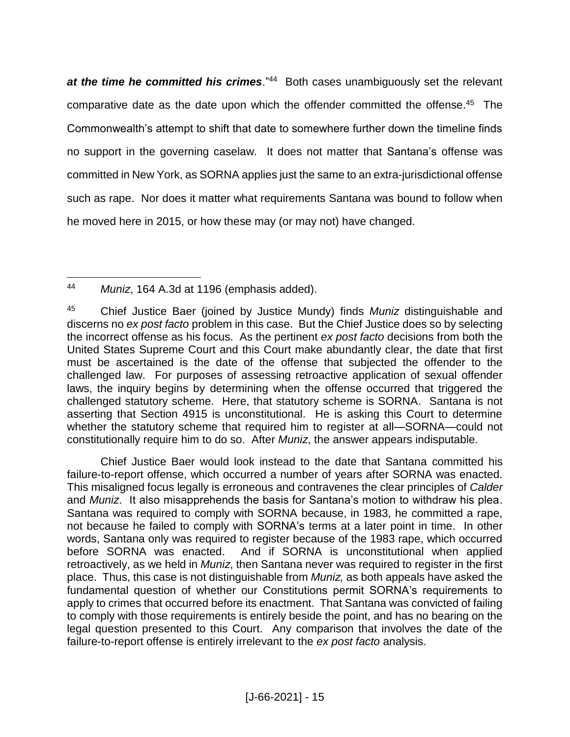***at the time he committed his crimes***."[44] Both cases unambiguously set the relevant comparative date as the date upon which the offender committed the offense.[45] The Commonwealth's attempt to shift that date to somewhere further down the timeline finds no support in the governing caselaw. It does not matter that Santana's offense was committed in New York, as SORNA applies just the same to an extra-jurisdictional offense such as rape. Nor does it matter what requirements Santana was bound to follow when he moved here in 2015, or how these may (or may not) have changed.

---

[44] *Muniz*, 164 A.3d at 1196 (emphasis added).

[45] Chief Justice Baer (joined by Justice Mundy) finds *Muniz* distinguishable and discerns no *ex post facto* problem in this case. But the Chief Justice does so by selecting the incorrect offense as his focus. As the pertinent *ex post facto* decisions from both the United States Supreme Court and this Court make abundantly clear, the date that first must be ascertained is the date of the offense that subjected the offender to the challenged law. For purposes of assessing retroactive application of sexual offender laws, the inquiry begins by determining when the offense occurred that triggered the challenged statutory scheme. Here, that statutory scheme is SORNA. Santana is not asserting that Section 4915 is unconstitutional. He is asking this Court to determine whether the statutory scheme that required him to register at all—SORNA—could not constitutionally require him to do so. After *Muniz*, the answer appears indisputable.

Chief Justice Baer would look instead to the date that Santana committed his failure-to-report offense, which occurred a number of years after SORNA was enacted. This misaligned focus legally is erroneous and contravenes the clear principles of *Calder* and *Muniz*. It also misapprehends the basis for Santana's motion to withdraw his plea. Santana was required to comply with SORNA because, in 1983, he committed a rape, not because he failed to comply with SORNA's terms at a later point in time. In other words, Santana only was required to register because of the 1983 rape, which occurred before SORNA was enacted. And if SORNA is unconstitutional when applied retroactively, as we held in *Muniz*, then Santana never was required to register in the first place. Thus, this case is not distinguishable from *Muniz,* as both appeals have asked the fundamental question of whether our Constitutions permit SORNA's requirements to apply to crimes that occurred before its enactment. That Santana was convicted of failing to comply with those requirements is entirely beside the point, and has no bearing on the legal question presented to this Court. Any comparison that involves the date of the failure-to-report offense is entirely irrelevant to the *ex post facto* analysis.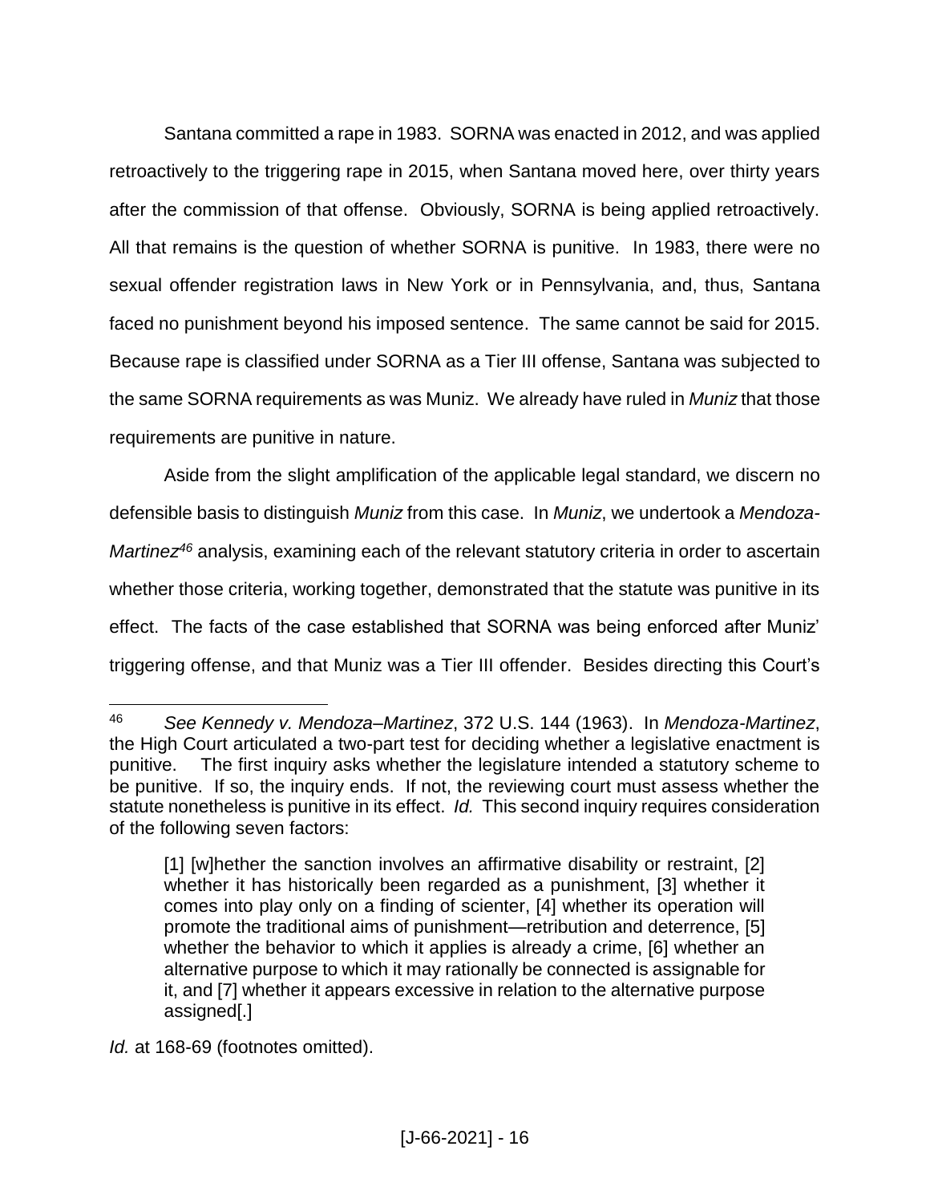Santana committed a rape in 1983. SORNA was enacted in 2012, and was applied retroactively to the triggering rape in 2015, when Santana moved here, over thirty years after the commission of that offense. Obviously, SORNA is being applied retroactively. All that remains is the question of whether SORNA is punitive. In 1983, there were no sexual offender registration laws in New York or in Pennsylvania, and, thus, Santana faced no punishment beyond his imposed sentence. The same cannot be said for 2015. Because rape is classified under SORNA as a Tier III offense, Santana was subjected to the same SORNA requirements as was Muniz. We already have ruled in *Muniz* that those requirements are punitive in nature.

Aside from the slight amplification of the applicable legal standard, we discern no defensible basis to distinguish *Muniz* from this case. In *Muniz*, we undertook a *Mendoza-Martinez*[46] analysis, examining each of the relevant statutory criteria in order to ascertain whether those criteria, working together, demonstrated that the statute was punitive in its effect. The facts of the case established that SORNA was being enforced after Muniz' triggering offense, and that Muniz was a Tier III offender. Besides directing this Court's

---

[46] *See Kennedy v. Mendoza–Martinez*, 372 U.S. 144 (1963). In *Mendoza-Martinez*, the High Court articulated a two-part test for deciding whether a legislative enactment is punitive. The first inquiry asks whether the legislature intended a statutory scheme to be punitive. If so, the inquiry ends. If not, the reviewing court must assess whether the statute nonetheless is punitive in its effect. *Id.* This second inquiry requires consideration of the following seven factors:

> [1] [w]hether the sanction involves an affirmative disability or restraint, [2] whether it has historically been regarded as a punishment, [3] whether it comes into play only on a finding of scienter, [4] whether its operation will promote the traditional aims of punishment—retribution and deterrence, [5] whether the behavior to which it applies is already a crime, [6] whether an alternative purpose to which it may rationally be connected is assignable for it, and [7] whether it appears excessive in relation to the alternative purpose assigned[.]

*Id.* at 168-69 (footnotes omitted).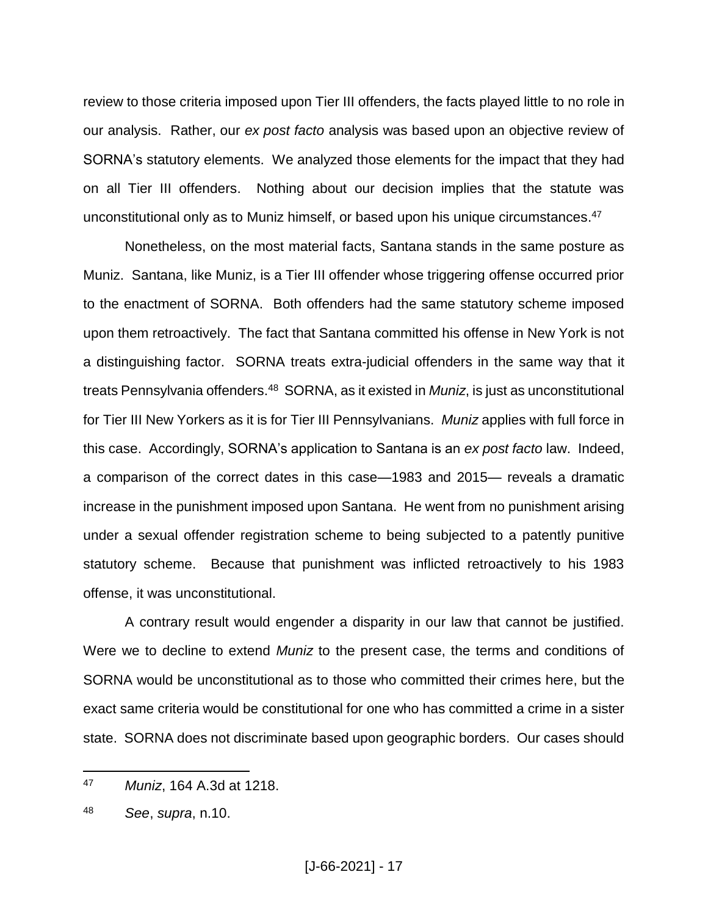review to those criteria imposed upon Tier III offenders, the facts played little to no role in our analysis. Rather, our *ex post facto* analysis was based upon an objective review of SORNA's statutory elements. We analyzed those elements for the impact that they had on all Tier III offenders. Nothing about our decision implies that the statute was unconstitutional only as to Muniz himself, or based upon his unique circumstances.[47]

Nonetheless, on the most material facts, Santana stands in the same posture as Muniz. Santana, like Muniz, is a Tier III offender whose triggering offense occurred prior to the enactment of SORNA. Both offenders had the same statutory scheme imposed upon them retroactively. The fact that Santana committed his offense in New York is not a distinguishing factor. SORNA treats extra-judicial offenders in the same way that it treats Pennsylvania offenders.[48] SORNA, as it existed in *Muniz*, is just as unconstitutional for Tier III New Yorkers as it is for Tier III Pennsylvanians. *Muniz* applies with full force in this case. Accordingly, SORNA's application to Santana is an *ex post facto* law. Indeed, a comparison of the correct dates in this case—1983 and 2015— reveals a dramatic increase in the punishment imposed upon Santana. He went from no punishment arising under a sexual offender registration scheme to being subjected to a patently punitive statutory scheme. Because that punishment was inflicted retroactively to his 1983 offense, it was unconstitutional.

A contrary result would engender a disparity in our law that cannot be justified. Were we to decline to extend *Muniz* to the present case, the terms and conditions of SORNA would be unconstitutional as to those who committed their crimes here, but the exact same criteria would be constitutional for one who has committed a crime in a sister state. SORNA does not discriminate based upon geographic borders. Our cases should

---

[47] *Muniz*, 164 A.3d at 1218.

[48] *See*, *supra*, n.10.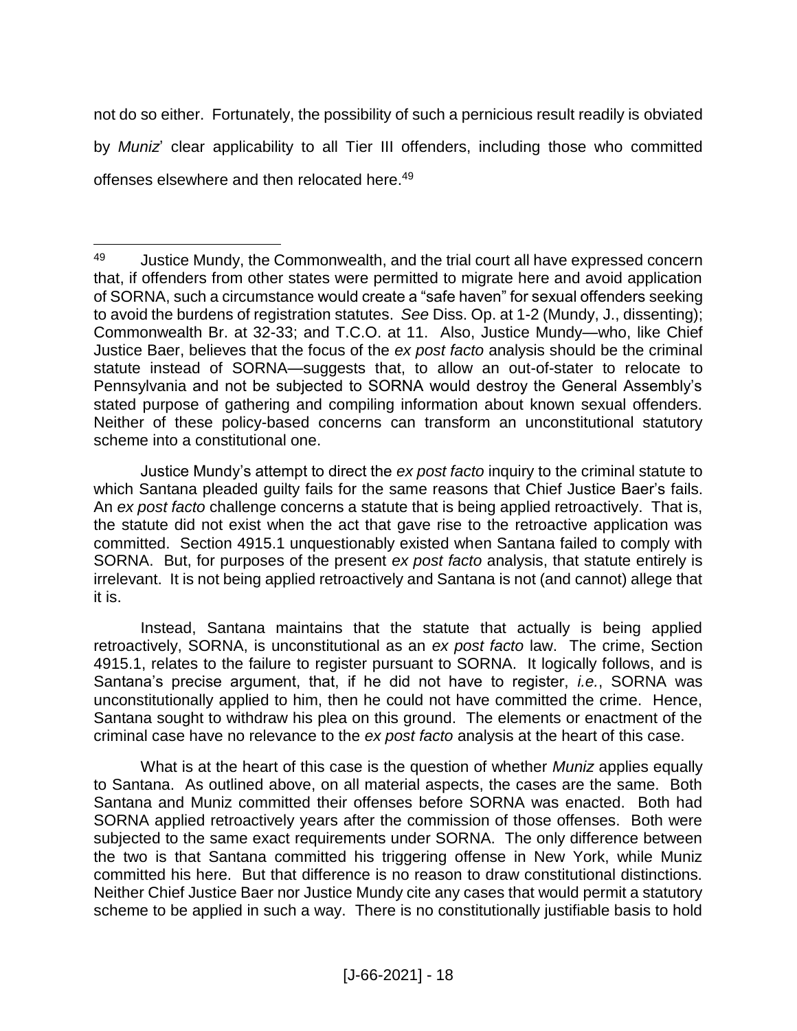not do so either. Fortunately, the possibility of such a pernicious result readily is obviated by *Muniz*' clear applicability to all Tier III offenders, including those who committed offenses elsewhere and then relocated here.[49]

---

[49] Justice Mundy, the Commonwealth, and the trial court all have expressed concern that, if offenders from other states were permitted to migrate here and avoid application of SORNA, such a circumstance would create a "safe haven" for sexual offenders seeking to avoid the burdens of registration statutes. *See* Diss. Op. at 1-2 (Mundy, J., dissenting); Commonwealth Br. at 32-33; and T.C.O. at 11. Also, Justice Mundy—who, like Chief Justice Baer, believes that the focus of the *ex post facto* analysis should be the criminal statute instead of SORNA—suggests that, to allow an out-of-stater to relocate to Pennsylvania and not be subjected to SORNA would destroy the General Assembly's stated purpose of gathering and compiling information about known sexual offenders. Neither of these policy-based concerns can transform an unconstitutional statutory scheme into a constitutional one.

Justice Mundy's attempt to direct the *ex post facto* inquiry to the criminal statute to which Santana pleaded guilty fails for the same reasons that Chief Justice Baer's fails. An *ex post facto* challenge concerns a statute that is being applied retroactively. That is, the statute did not exist when the act that gave rise to the retroactive application was committed. Section 4915.1 unquestionably existed when Santana failed to comply with SORNA. But, for purposes of the present *ex post facto* analysis, that statute entirely is irrelevant. It is not being applied retroactively and Santana is not (and cannot) allege that it is.

Instead, Santana maintains that the statute that actually is being applied retroactively, SORNA, is unconstitutional as an *ex post facto* law. The crime, Section 4915.1, relates to the failure to register pursuant to SORNA. It logically follows, and is Santana's precise argument, that, if he did not have to register, *i.e.*, SORNA was unconstitutionally applied to him, then he could not have committed the crime. Hence, Santana sought to withdraw his plea on this ground. The elements or enactment of the criminal case have no relevance to the *ex post facto* analysis at the heart of this case.

What is at the heart of this case is the question of whether *Muniz* applies equally to Santana. As outlined above, on all material aspects, the cases are the same. Both Santana and Muniz committed their offenses before SORNA was enacted. Both had SORNA applied retroactively years after the commission of those offenses. Both were subjected to the same exact requirements under SORNA. The only difference between the two is that Santana committed his triggering offense in New York, while Muniz committed his here. But that difference is no reason to draw constitutional distinctions. Neither Chief Justice Baer nor Justice Mundy cite any cases that would permit a statutory scheme to be applied in such a way. There is no constitutionally justifiable basis to hold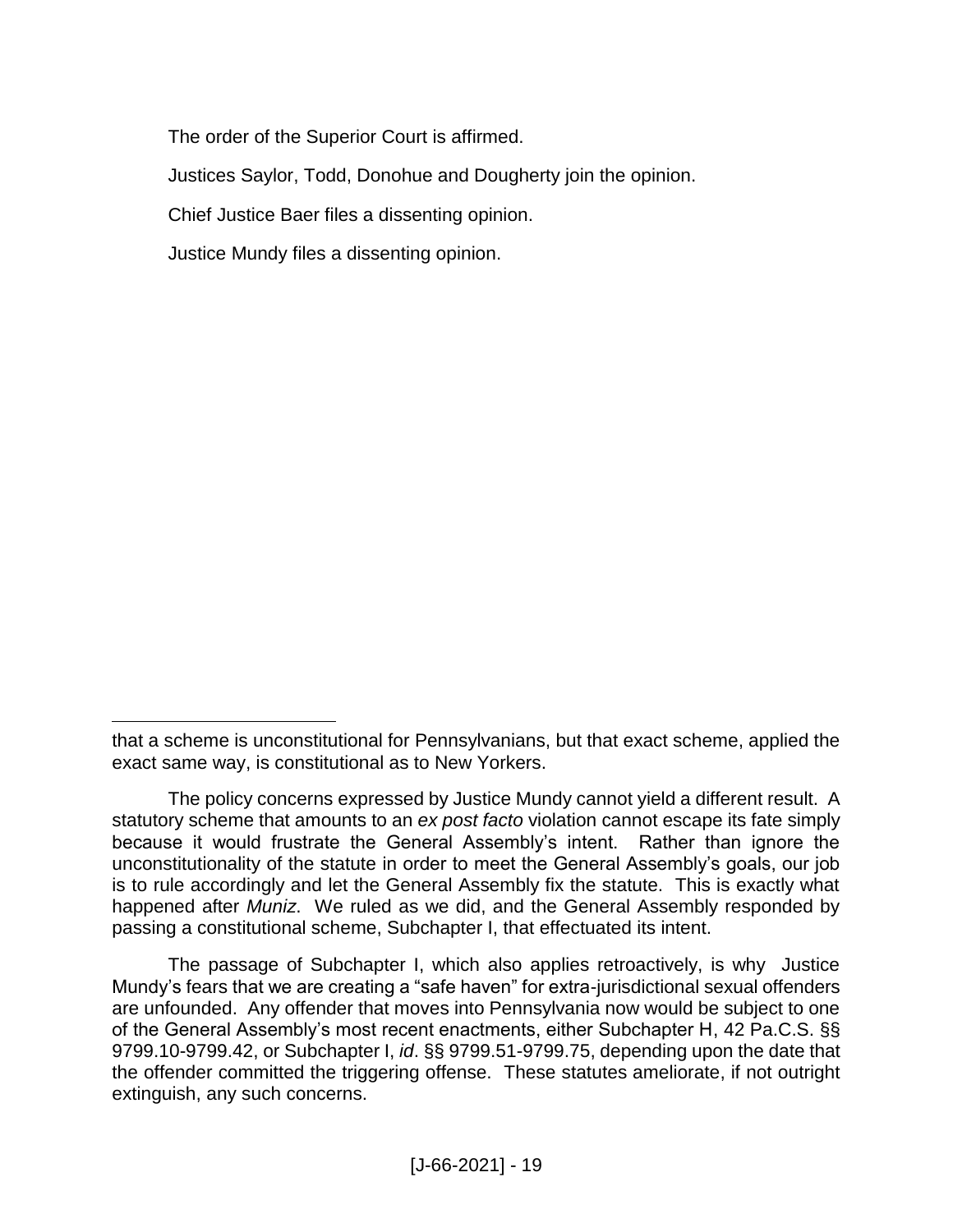The order of the Superior Court is affirmed.

Justices Saylor, Todd, Donohue and Dougherty join the opinion.

Chief Justice Baer files a dissenting opinion.

Justice Mundy files a dissenting opinion.

---

that a scheme is unconstitutional for Pennsylvanians, but that exact scheme, applied the exact same way, is constitutional as to New Yorkers.

The policy concerns expressed by Justice Mundy cannot yield a different result. A statutory scheme that amounts to an *ex post facto* violation cannot escape its fate simply because it would frustrate the General Assembly's intent. Rather than ignore the unconstitutionality of the statute in order to meet the General Assembly's goals, our job is to rule accordingly and let the General Assembly fix the statute. This is exactly what happened after *Muniz*. We ruled as we did, and the General Assembly responded by passing a constitutional scheme, Subchapter I, that effectuated its intent.

The passage of Subchapter I, which also applies retroactively, is why Justice Mundy's fears that we are creating a "safe haven" for extra-jurisdictional sexual offenders are unfounded. Any offender that moves into Pennsylvania now would be subject to one of the General Assembly's most recent enactments, either Subchapter H, 42 Pa.C.S. §§ 9799.10-9799.42, or Subchapter I, *id*. §§ 9799.51-9799.75, depending upon the date that the offender committed the triggering offense. These statutes ameliorate, if not outright extinguish, any such concerns.